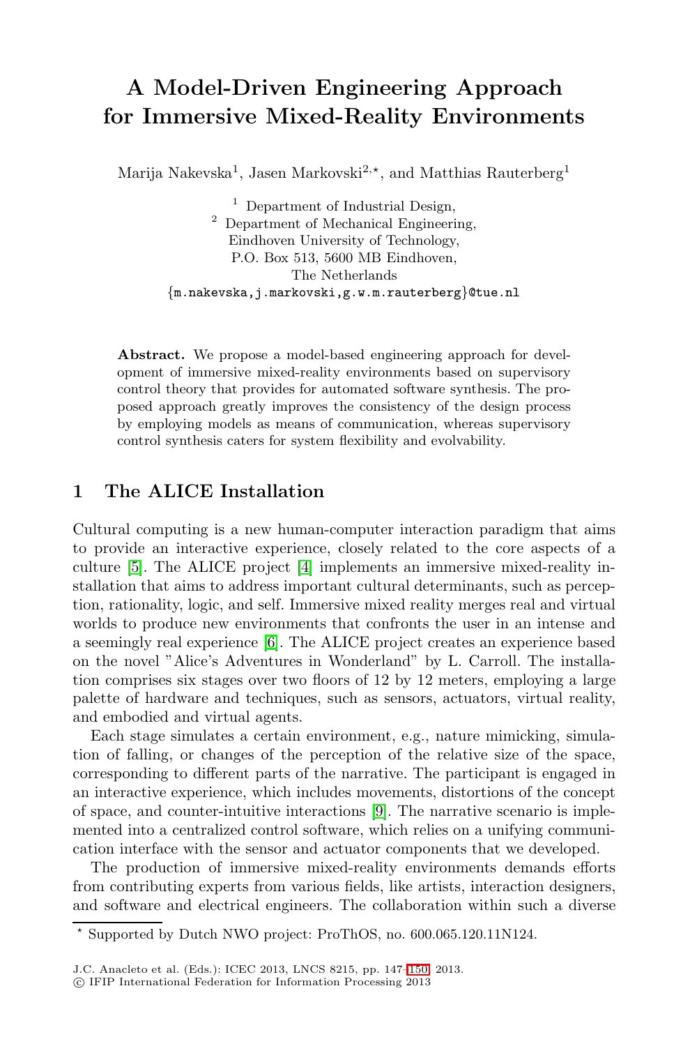# A Model-Driven Engineering Approach for Immersive Mixed-Reality Environments

Marija Nakevska[1], Jasen Markovski[2,⋆], and Matthias Rauterberg[1]

[1] Department of Industrial Design,
[2] Department of Mechanical Engineering,
Eindhoven University of Technology,
P.O. Box 513, 5600 MB Eindhoven,
The Netherlands
{m.nakevska,j.markovski,g.w.m.rauterberg}@tue.nl

**Abstract.** We propose a model-based engineering approach for development of immersive mixed-reality environments based on supervisory control theory that provides for automated software synthesis. The proposed approach greatly improves the consistency of the design process by employing models as means of communication, whereas supervisory control synthesis caters for system flexibility and evolvability.

## 1 The ALICE Installation

Cultural computing is a new human-computer interaction paradigm that aims to provide an interactive experience, closely related to the core aspects of a culture [5]. The ALICE project [4] implements an immersive mixed-reality installation that aims to address important cultural determinants, such as perception, rationality, logic, and self. Immersive mixed reality merges real and virtual worlds to produce new environments that confronts the user in an intense and a seemingly real experience [6]. The ALICE project creates an experience based on the novel "Alice's Adventures in Wonderland" by L. Carroll. The installation comprises six stages over two floors of 12 by 12 meters, employing a large palette of hardware and techniques, such as sensors, actuators, virtual reality, and embodied and virtual agents.

Each stage simulates a certain environment, e.g., nature mimicking, simulation of falling, or changes of the perception of the relative size of the space, corresponding to different parts of the narrative. The participant is engaged in an interactive experience, which includes movements, distortions of the concept of space, and counter-intuitive interactions [9]. The narrative scenario is implemented into a centralized control software, which relies on a unifying communication interface with the sensor and actuator components that we developed.

The production of immersive mixed-reality environments demands efforts from contributing experts from various fields, like artists, interaction designers, and software and electrical engineers. The collaboration within such a diverse

⋆ Supported by Dutch NWO project: ProThOS, no. 600.065.120.11N124.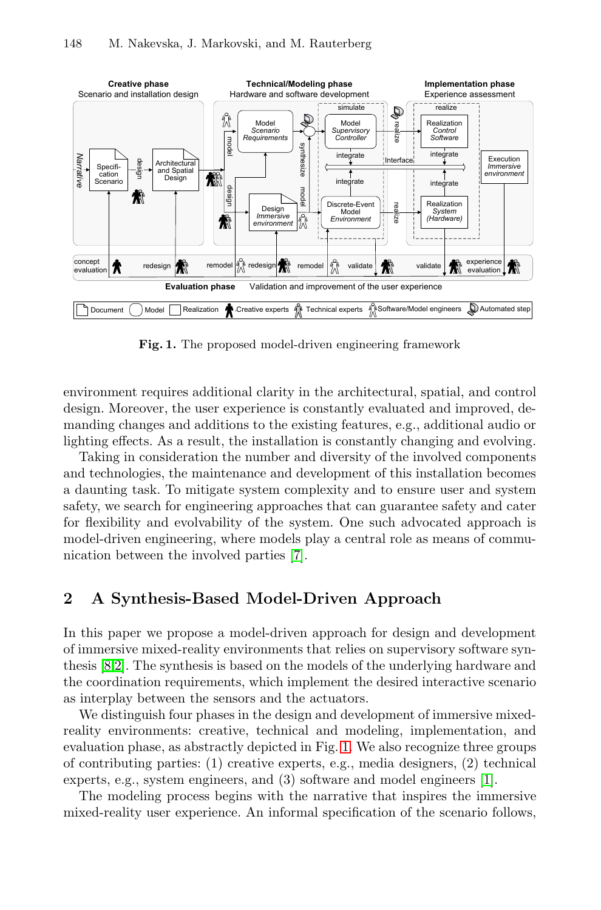**Fig. 1.** The proposed model-driven engineering framework

environment requires additional clarity in the architectural, spatial, and control design. Moreover, the user experience is constantly evaluated and improved, demanding changes and additions to the existing features, e.g., additional audio or lighting effects. As a result, the installation is constantly changing and evolving.

Taking in consideration the number and diversity of the involved components and technologies, the maintenance and development of this installation becomes a daunting task. To mitigate system complexity and to ensure user and system safety, we search for engineering approaches that can guarantee safety and cater for flexibility and evolvability of the system. One such advocated approach is model-driven engineering, where models play a central role as means of communication between the involved parties [7].

## 2 A Synthesis-Based Model-Driven Approach

In this paper we propose a model-driven approach for design and development of immersive mixed-reality environments that relies on supervisory software synthesis [8,2]. The synthesis is based on the models of the underlying hardware and the coordination requirements, which implement the desired interactive scenario as interplay between the sensors and the actuators.

We distinguish four phases in the design and development of immersive mixed-reality environments: creative, technical and modeling, implementation, and evaluation phase, as abstractly depicted in Fig. 1. We also recognize three groups of contributing parties: (1) creative experts, e.g., media designers, (2) technical experts, e.g., system engineers, and (3) software and model engineers [1].

The modeling process begins with the narrative that inspires the immersive mixed-reality user experience. An informal specification of the scenario follows,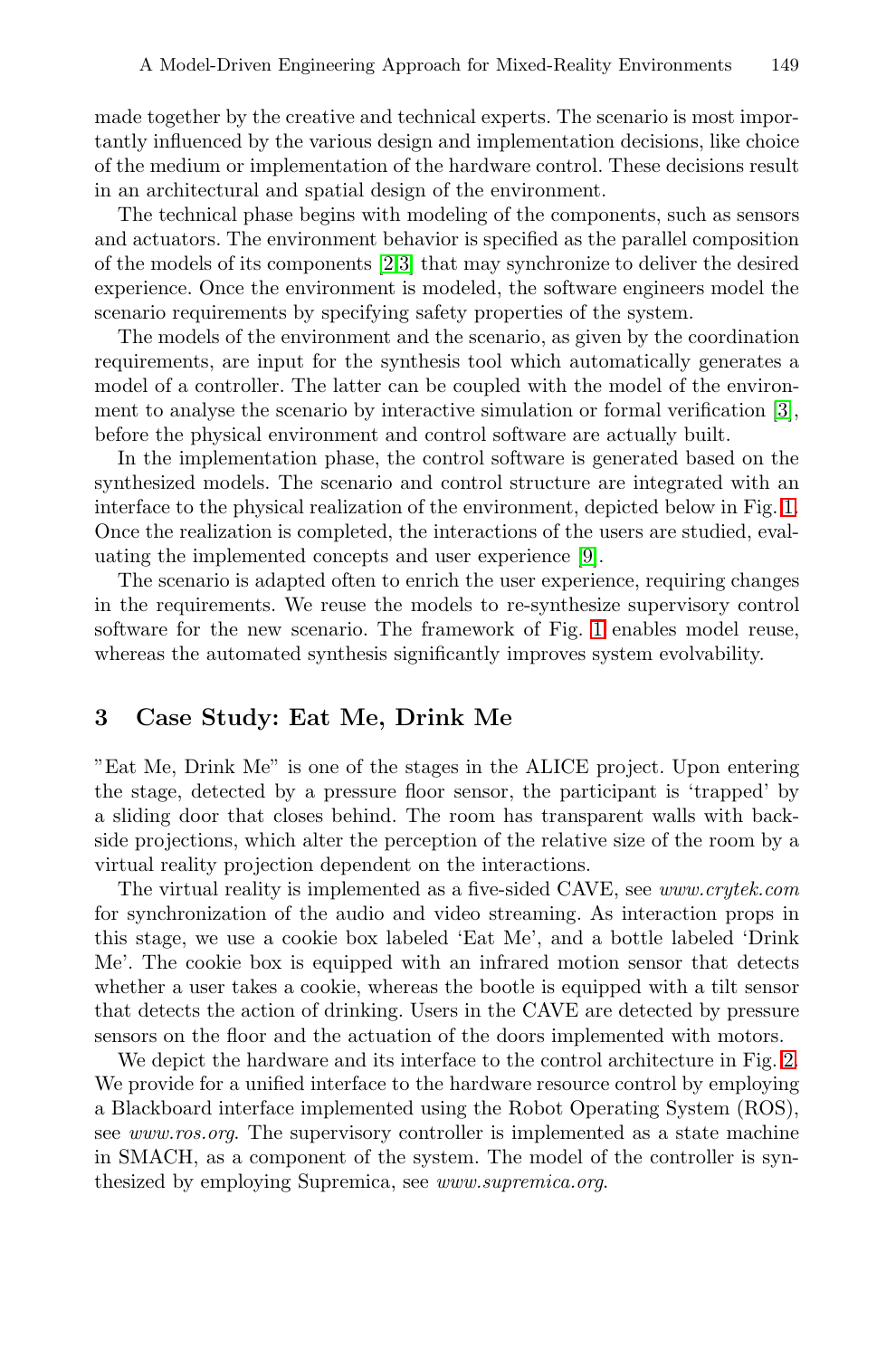made together by the creative and technical experts. The scenario is most importantly influenced by the various design and implementation decisions, like choice of the medium or implementation of the hardware control. These decisions result in an architectural and spatial design of the environment.

The technical phase begins with modeling of the components, such as sensors and actuators. The environment behavior is specified as the parallel composition of the models of its components [2,3] that may synchronize to deliver the desired experience. Once the environment is modeled, the software engineers model the scenario requirements by specifying safety properties of the system.

The models of the environment and the scenario, as given by the coordination requirements, are input for the synthesis tool which automatically generates a model of a controller. The latter can be coupled with the model of the environment to analyse the scenario by interactive simulation or formal verification [3], before the physical environment and control software are actually built.

In the implementation phase, the control software is generated based on the synthesized models. The scenario and control structure are integrated with an interface to the physical realization of the environment, depicted below in Fig. 1. Once the realization is completed, the interactions of the users are studied, evaluating the implemented concepts and user experience [9].

The scenario is adapted often to enrich the user experience, requiring changes in the requirements. We reuse the models to re-synthesize supervisory control software for the new scenario. The framework of Fig. 1 enables model reuse, whereas the automated synthesis significantly improves system evolvability.

## 3 Case Study: Eat Me, Drink Me

"Eat Me, Drink Me" is one of the stages in the ALICE project. Upon entering the stage, detected by a pressure floor sensor, the participant is 'trapped' by a sliding door that closes behind. The room has transparent walls with backside projections, which alter the perception of the relative size of the room by a virtual reality projection dependent on the interactions.

The virtual reality is implemented as a five-sided CAVE, see *www.crytek.com* for synchronization of the audio and video streaming. As interaction props in this stage, we use a cookie box labeled 'Eat Me', and a bottle labeled 'Drink Me'. The cookie box is equipped with an infrared motion sensor that detects whether a user takes a cookie, whereas the bootle is equipped with a tilt sensor that detects the action of drinking. Users in the CAVE are detected by pressure sensors on the floor and the actuation of the doors implemented with motors.

We depict the hardware and its interface to the control architecture in Fig. 2. We provide for a unified interface to the hardware resource control by employing a Blackboard interface implemented using the Robot Operating System (ROS), see *www.ros.org*. The supervisory controller is implemented as a state machine in SMACH, as a component of the system. The model of the controller is synthesized by employing Supremica, see *www.supremica.org*.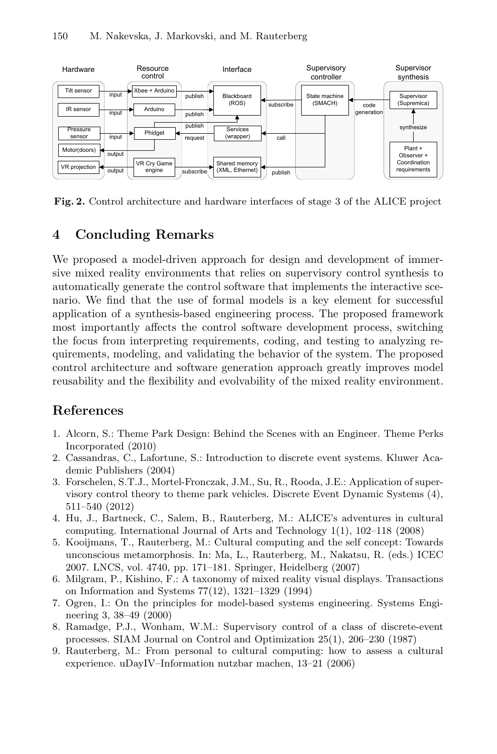Hardware

Resource control

Interface

Supervisory controller

Supervisor synthesis

Tilt sensor

IR sensor

Pressure sensor

Motor(doors)

VR projection

input

input

input

output

output

Xbee + Arduino

Arduino

Phidget

VR Cry Game engine

publish

publish

publish

request

subscribe

Blackboard (ROS)

Services (wrapper)

Shared memory (XML, Ethernet)

subscribe

call

publish

State machine (SMACH)

code generation

Supervisor (Supremica)

synthesize

Plant + Observer + Coordination requirements

**Fig. 2.** Control architecture and hardware interfaces of stage 3 of the ALICE project

## 4 Concluding Remarks

We proposed a model-driven approach for design and development of immersive mixed reality environments that relies on supervisory control synthesis to automatically generate the control software that implements the interactive scenario. We find that the use of formal models is a key element for successful application of a synthesis-based engineering process. The proposed framework most importantly affects the control software development process, switching the focus from interpreting requirements, coding, and testing to analyzing requirements, modeling, and validating the behavior of the system. The proposed control architecture and software generation approach greatly improves model reusability and the flexibility and evolvability of the mixed reality environment.

## References

1. Alcorn, S.: Theme Park Design: Behind the Scenes with an Engineer. Theme Perks Incorporated (2010)
2. Cassandras, C., Lafortune, S.: Introduction to discrete event systems. Kluwer Academic Publishers (2004)
3. Forschelen, S.T.J., Mortel-Fronczak, J.M., Su, R., Rooda, J.E.: Application of supervisory control theory to theme park vehicles. Discrete Event Dynamic Systems (4), 511–540 (2012)
4. Hu, J., Bartneck, C., Salem, B., Rauterberg, M.: ALICE's adventures in cultural computing. International Journal of Arts and Technology 1(1), 102–118 (2008)
5. Kooijmans, T., Rauterberg, M.: Cultural computing and the self concept: Towards unconscious metamorphosis. In: Ma, L., Rauterberg, M., Nakatsu, R. (eds.) ICEC 2007. LNCS, vol. 4740, pp. 171–181. Springer, Heidelberg (2007)
6. Milgram, P., Kishino, F.: A taxonomy of mixed reality visual displays. Transactions on Information and Systems 77(12), 1321–1329 (1994)
7. Ogren, I.: On the principles for model-based systems engineering. Systems Engineering 3, 38–49 (2000)
8. Ramadge, P.J., Wonham, W.M.: Supervisory control of a class of discrete-event processes. SIAM Journal on Control and Optimization 25(1), 206–230 (1987)
9. Rauterberg, M.: From personal to cultural computing: how to assess a cultural experience. uDayIV–Information nutzbar machen, 13–21 (2006)